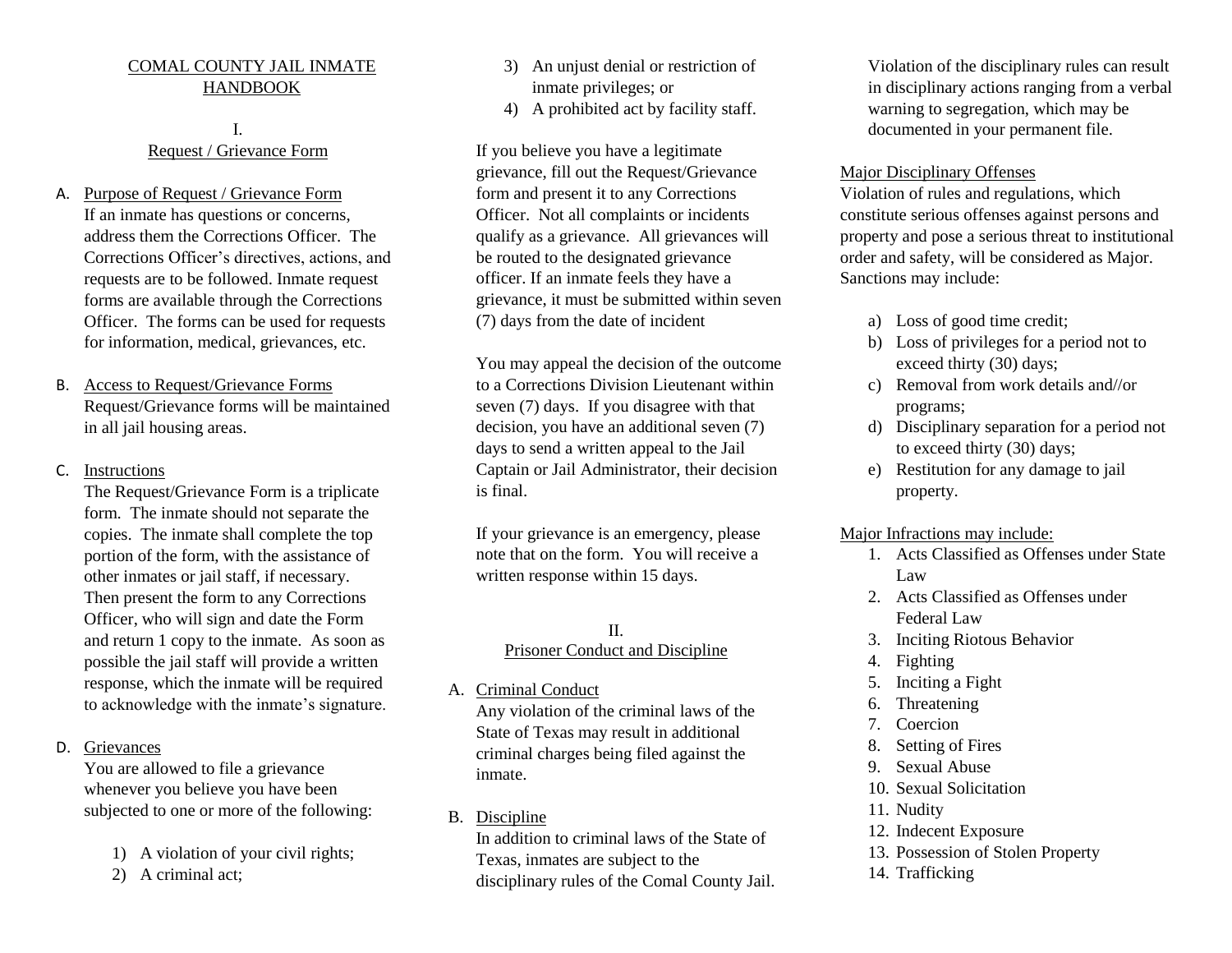# COMAL COUNTY JAIL INMATE HANDBOOK

## I. Request / Grievance Form

A. Purpose of Request / Grievance Form

If an inmate has questions or concerns, address them the Corrections Officer. The Corrections Officer's directives, actions, and requests are to be followed. Inmate request forms are available through the Corrections Officer. The forms can be used for requests for information, medical, grievances, etc.

B. Access to Request/Grievance Forms

Request/Grievance forms will be maintained in all jail housing areas.

C. Instructions

The Request/Grievance Form is a triplicate form. The inmate should not separate the copies. The inmate shall complete the top portion of the form, with the assistance of other inmates or jail staff, if necessary. Then present the form to any Corrections Officer, who will sign and date the Form and return 1 copy to the inmate. As soon as possible the jail staff will provide a written response, which the inmate will be required to acknowledge with the inmate's signature.

D. Grievances

You are allowed to file a grievance whenever you believe you have been subjected to one or more of the following:

1) A violation of your civil rights;
2) A criminal act;
3) An unjust denial or restriction of inmate privileges; or
4) A prohibited act by facility staff.

If you believe you have a legitimate grievance, fill out the Request/Grievance form and present it to any Corrections Officer. Not all complaints or incidents qualify as a grievance. All grievances will be routed to the designated grievance officer. If an inmate feels they have a grievance, it must be submitted within seven (7) days from the date of incident

You may appeal the decision of the outcome to a Corrections Division Lieutenant within seven (7) days. If you disagree with that decision, you have an additional seven (7) days to send a written appeal to the Jail Captain or Jail Administrator, their decision is final.

If your grievance is an emergency, please note that on the form. You will receive a written response within 15 days.

## II. Prisoner Conduct and Discipline

A. Criminal Conduct

Any violation of the criminal laws of the State of Texas may result in additional criminal charges being filed against the inmate.

B. Discipline

In addition to criminal laws of the State of Texas, inmates are subject to the disciplinary rules of the Comal County Jail. Violation of the disciplinary rules can result in disciplinary actions ranging from a verbal warning to segregation, which may be documented in your permanent file.

Major Disciplinary Offenses

Violation of rules and regulations, which constitute serious offenses against persons and property and pose a serious threat to institutional order and safety, will be considered as Major. Sanctions may include:

a) Loss of good time credit;
b) Loss of privileges for a period not to exceed thirty (30) days;
c) Removal from work details and//or programs;
d) Disciplinary separation for a period not to exceed thirty (30) days;
e) Restitution for any damage to jail property.

Major Infractions may include:

1. Acts Classified as Offenses under State Law
2. Acts Classified as Offenses under Federal Law
3. Inciting Riotous Behavior
4. Fighting
5. Inciting a Fight
6. Threatening
7. Coercion
8. Setting of Fires
9. Sexual Abuse
10. Sexual Solicitation
11. Nudity
12. Indecent Exposure
13. Possession of Stolen Property
14. Trafficking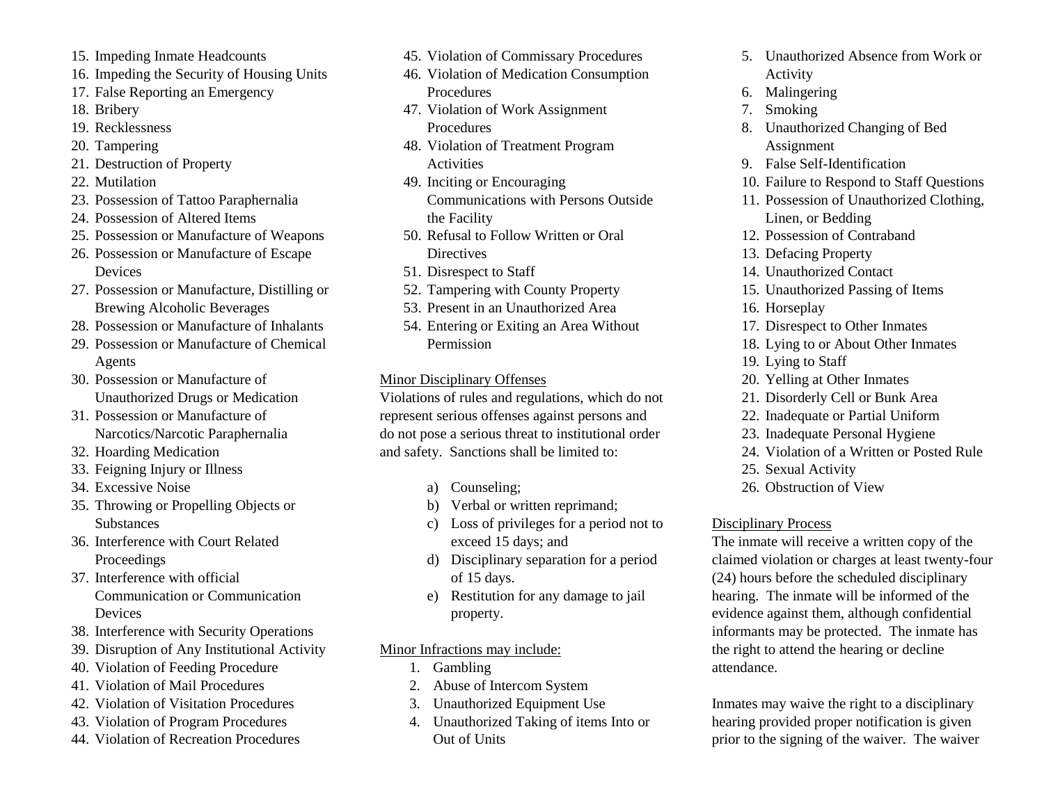15. Impeding Inmate Headcounts
16. Impeding the Security of Housing Units
17. False Reporting an Emergency
18. Bribery
19. Recklessness
20. Tampering
21. Destruction of Property
22. Mutilation
23. Possession of Tattoo Paraphernalia
24. Possession of Altered Items
25. Possession or Manufacture of Weapons
26. Possession or Manufacture of Escape Devices
27. Possession or Manufacture, Distilling or Brewing Alcoholic Beverages
28. Possession or Manufacture of Inhalants
29. Possession or Manufacture of Chemical Agents
30. Possession or Manufacture of Unauthorized Drugs or Medication
31. Possession or Manufacture of Narcotics/Narcotic Paraphernalia
32. Hoarding Medication
33. Feigning Injury or Illness
34. Excessive Noise
35. Throwing or Propelling Objects or Substances
36. Interference with Court Related Proceedings
37. Interference with official Communication or Communication Devices
38. Interference with Security Operations
39. Disruption of Any Institutional Activity
40. Violation of Feeding Procedure
41. Violation of Mail Procedures
42. Violation of Visitation Procedures
43. Violation of Program Procedures
44. Violation of Recreation Procedures
45. Violation of Commissary Procedures
46. Violation of Medication Consumption Procedures
47. Violation of Work Assignment Procedures
48. Violation of Treatment Program Activities
49. Inciting or Encouraging Communications with Persons Outside the Facility
50. Refusal to Follow Written or Oral Directives
51. Disrespect to Staff
52. Tampering with County Property
53. Present in an Unauthorized Area
54. Entering or Exiting an Area Without Permission

<u>Minor Disciplinary Offenses</u>

Violations of rules and regulations, which do not represent serious offenses against persons and do not pose a serious threat to institutional order and safety. Sanctions shall be limited to:

a) Counseling;
b) Verbal or written reprimand;
c) Loss of privileges for a period not to exceed 15 days; and
d) Disciplinary separation for a period of 15 days.
e) Restitution for any damage to jail property.

<u>Minor Infractions may include:</u>

1. Gambling
2. Abuse of Intercom System
3. Unauthorized Equipment Use
4. Unauthorized Taking of items Into or Out of Units
5. Unauthorized Absence from Work or Activity
6. Malingering
7. Smoking
8. Unauthorized Changing of Bed Assignment
9. False Self-Identification
10. Failure to Respond to Staff Questions
11. Possession of Unauthorized Clothing, Linen, or Bedding
12. Possession of Contraband
13. Defacing Property
14. Unauthorized Contact
15. Unauthorized Passing of Items
16. Horseplay
17. Disrespect to Other Inmates
18. Lying to or About Other Inmates
19. Lying to Staff
20. Yelling at Other Inmates
21. Disorderly Cell or Bunk Area
22. Inadequate or Partial Uniform
23. Inadequate Personal Hygiene
24. Violation of a Written or Posted Rule
25. Sexual Activity
26. Obstruction of View

<u>Disciplinary Process</u>

The inmate will receive a written copy of the claimed violation or charges at least twenty-four (24) hours before the scheduled disciplinary hearing. The inmate will be informed of the evidence against them, although confidential informants may be protected. The inmate has the right to attend the hearing or decline attendance.

Inmates may waive the right to a disciplinary hearing provided proper notification is given prior to the signing of the waiver. The waiver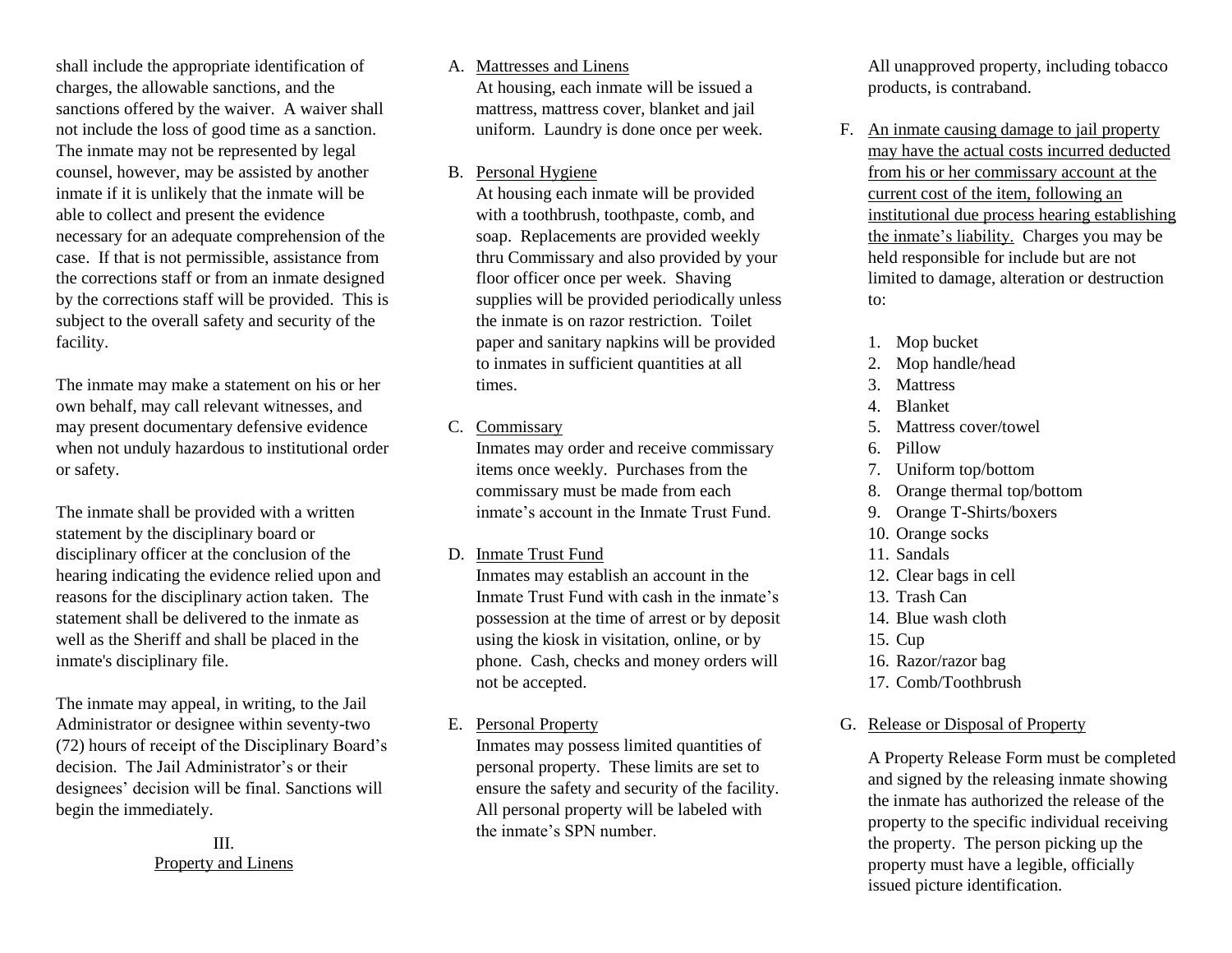shall include the appropriate identification of charges, the allowable sanctions, and the sanctions offered by the waiver. A waiver shall not include the loss of good time as a sanction. The inmate may not be represented by legal counsel, however, may be assisted by another inmate if it is unlikely that the inmate will be able to collect and present the evidence necessary for an adequate comprehension of the case. If that is not permissible, assistance from the corrections staff or from an inmate designed by the corrections staff will be provided. This is subject to the overall safety and security of the facility.

The inmate may make a statement on his or her own behalf, may call relevant witnesses, and may present documentary defensive evidence when not unduly hazardous to institutional order or safety.

The inmate shall be provided with a written statement by the disciplinary board or disciplinary officer at the conclusion of the hearing indicating the evidence relied upon and reasons for the disciplinary action taken. The statement shall be delivered to the inmate as well as the Sheriff and shall be placed in the inmate's disciplinary file.

The inmate may appeal, in writing, to the Jail Administrator or designee within seventy-two (72) hours of receipt of the Disciplinary Board's decision. The Jail Administrator's or their designees' decision will be final. Sanctions will begin the immediately.

## III. Property and Linens

A. Mattresses and Linens

At housing, each inmate will be issued a mattress, mattress cover, blanket and jail uniform. Laundry is done once per week.

B. Personal Hygiene

At housing each inmate will be provided with a toothbrush, toothpaste, comb, and soap. Replacements are provided weekly thru Commissary and also provided by your floor officer once per week. Shaving supplies will be provided periodically unless the inmate is on razor restriction. Toilet paper and sanitary napkins will be provided to inmates in sufficient quantities at all times.

C. Commissary

Inmates may order and receive commissary items once weekly. Purchases from the commissary must be made from each inmate's account in the Inmate Trust Fund.

D. Inmate Trust Fund

Inmates may establish an account in the Inmate Trust Fund with cash in the inmate's possession at the time of arrest or by deposit using the kiosk in visitation, online, or by phone. Cash, checks and money orders will not be accepted.

E. Personal Property

Inmates may possess limited quantities of personal property. These limits are set to ensure the safety and security of the facility. All personal property will be labeled with the inmate's SPN number.

All unapproved property, including tobacco products, is contraband.

F. An inmate causing damage to jail property may have the actual costs incurred deducted from his or her commissary account at the current cost of the item, following an institutional due process hearing establishing the inmate's liability. Charges you may be held responsible for include but are not limited to damage, alteration or destruction to:

1. Mop bucket
2. Mop handle/head
3. Mattress
4. Blanket
5. Mattress cover/towel
6. Pillow
7. Uniform top/bottom
8. Orange thermal top/bottom
9. Orange T-Shirts/boxers
10. Orange socks
11. Sandals
12. Clear bags in cell
13. Trash Can
14. Blue wash cloth
15. Cup
16. Razor/razor bag
17. Comb/Toothbrush

G. Release or Disposal of Property

A Property Release Form must be completed and signed by the releasing inmate showing the inmate has authorized the release of the property to the specific individual receiving the property. The person picking up the property must have a legible, officially issued picture identification.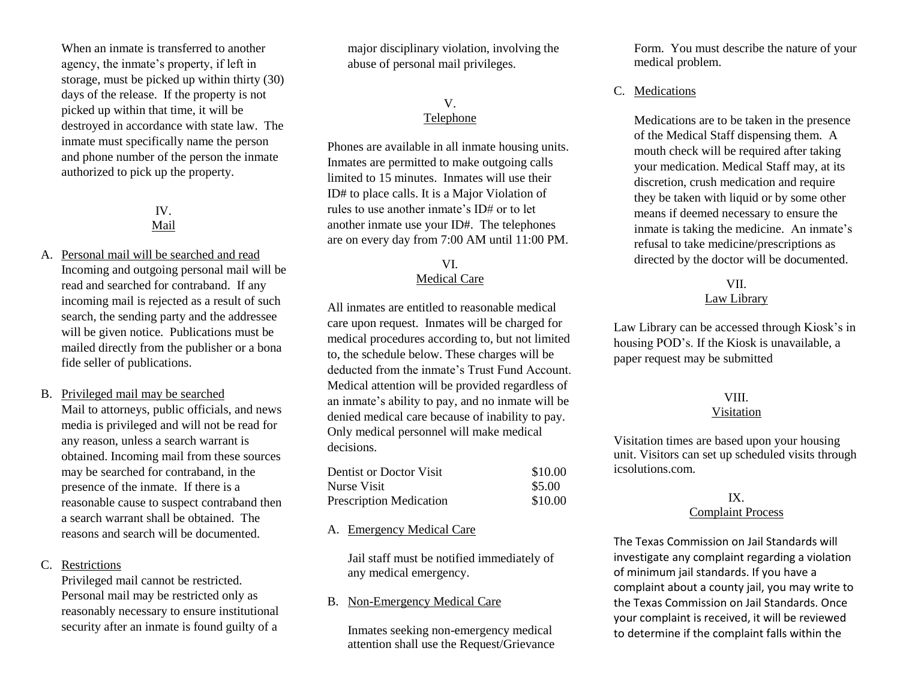When an inmate is transferred to another agency, the inmate's property, if left in storage, must be picked up within thirty (30) days of the release. If the property is not picked up within that time, it will be destroyed in accordance with state law. The inmate must specifically name the person and phone number of the person the inmate authorized to pick up the property.

## IV. Mail

A. Personal mail will be searched and read
Incoming and outgoing personal mail will be read and searched for contraband. If any incoming mail is rejected as a result of such search, the sending party and the addressee will be given notice. Publications must be mailed directly from the publisher or a bona fide seller of publications.

B. Privileged mail may be searched
Mail to attorneys, public officials, and news media is privileged and will not be read for any reason, unless a search warrant is obtained. Incoming mail from these sources may be searched for contraband, in the presence of the inmate. If there is a reasonable cause to suspect contraband then a search warrant shall be obtained. The reasons and search will be documented.

C. Restrictions
Privileged mail cannot be restricted. Personal mail may be restricted only as reasonably necessary to ensure institutional security after an inmate is found guilty of a major disciplinary violation, involving the abuse of personal mail privileges.

## V. Telephone

Phones are available in all inmate housing units. Inmates are permitted to make outgoing calls limited to 15 minutes. Inmates will use their ID# to place calls. It is a Major Violation of rules to use another inmate's ID# or to let another inmate use your ID#. The telephones are on every day from 7:00 AM until 11:00 PM.

## VI. Medical Care

All inmates are entitled to reasonable medical care upon request. Inmates will be charged for medical procedures according to, but not limited to, the schedule below. These charges will be deducted from the inmate's Trust Fund Account. Medical attention will be provided regardless of an inmate's ability to pay, and no inmate will be denied medical care because of inability to pay. Only medical personnel will make medical decisions.

| | |
|---|---|
| Dentist or Doctor Visit | $10.00 |
| Nurse Visit | $5.00 |
| Prescription Medication | $10.00 |

A. Emergency Medical Care

Jail staff must be notified immediately of any medical emergency.

B. Non-Emergency Medical Care

Inmates seeking non-emergency medical attention shall use the Request/Grievance Form. You must describe the nature of your medical problem.

C. Medications

Medications are to be taken in the presence of the Medical Staff dispensing them. A mouth check will be required after taking your medication. Medical Staff may, at its discretion, crush medication and require they be taken with liquid or by some other means if deemed necessary to ensure the inmate is taking the medicine. An inmate's refusal to take medicine/prescriptions as directed by the doctor will be documented.

## VII. Law Library

Law Library can be accessed through Kiosk's in housing POD's. If the Kiosk is unavailable, a paper request may be submitted

## VIII. Visitation

Visitation times are based upon your housing unit. Visitors can set up scheduled visits through icsolutions.com.

## IX. Complaint Process

The Texas Commission on Jail Standards will investigate any complaint regarding a violation of minimum jail standards. If you have a complaint about a county jail, you may write to the Texas Commission on Jail Standards. Once your complaint is received, it will be reviewed to determine if the complaint falls within the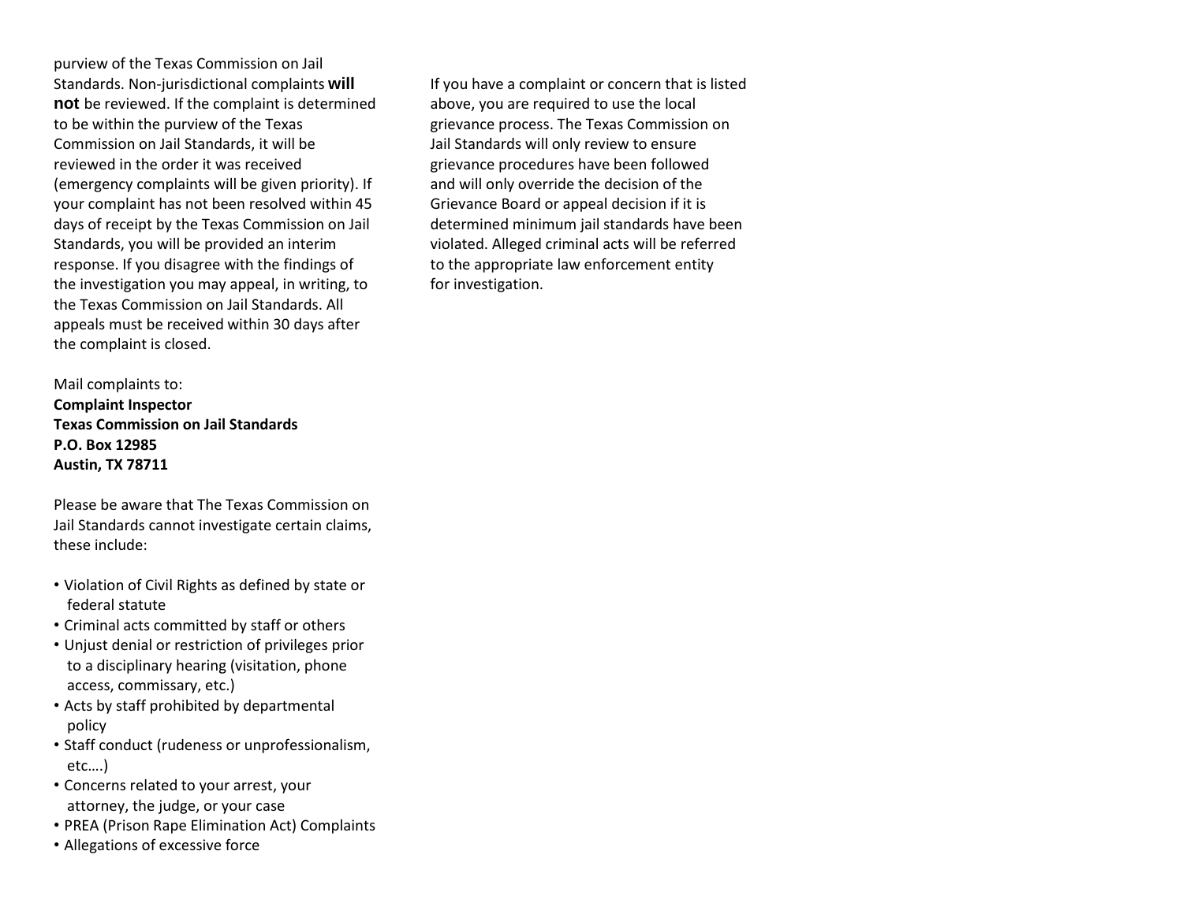purview of the Texas Commission on Jail Standards. Non-jurisdictional complaints **will not** be reviewed. If the complaint is determined to be within the purview of the Texas Commission on Jail Standards, it will be reviewed in the order it was received (emergency complaints will be given priority). If your complaint has not been resolved within 45 days of receipt by the Texas Commission on Jail Standards, you will be provided an interim response. If you disagree with the findings of the investigation you may appeal, in writing, to the Texas Commission on Jail Standards. All appeals must be received within 30 days after the complaint is closed.

Mail complaints to:
**Complaint Inspector**
**Texas Commission on Jail Standards**
**P.O. Box 12985**
**Austin, TX 78711**

Please be aware that The Texas Commission on Jail Standards cannot investigate certain claims, these include:

- Violation of Civil Rights as defined by state or federal statute
- Criminal acts committed by staff or others
- Unjust denial or restriction of privileges prior to a disciplinary hearing (visitation, phone access, commissary, etc.)
- Acts by staff prohibited by departmental policy
- Staff conduct (rudeness or unprofessionalism, etc….)
- Concerns related to your arrest, your attorney, the judge, or your case
- PREA (Prison Rape Elimination Act) Complaints
- Allegations of excessive force

If you have a complaint or concern that is listed above, you are required to use the local grievance process. The Texas Commission on Jail Standards will only review to ensure grievance procedures have been followed and will only override the decision of the Grievance Board or appeal decision if it is determined minimum jail standards have been violated. Alleged criminal acts will be referred to the appropriate law enforcement entity for investigation.